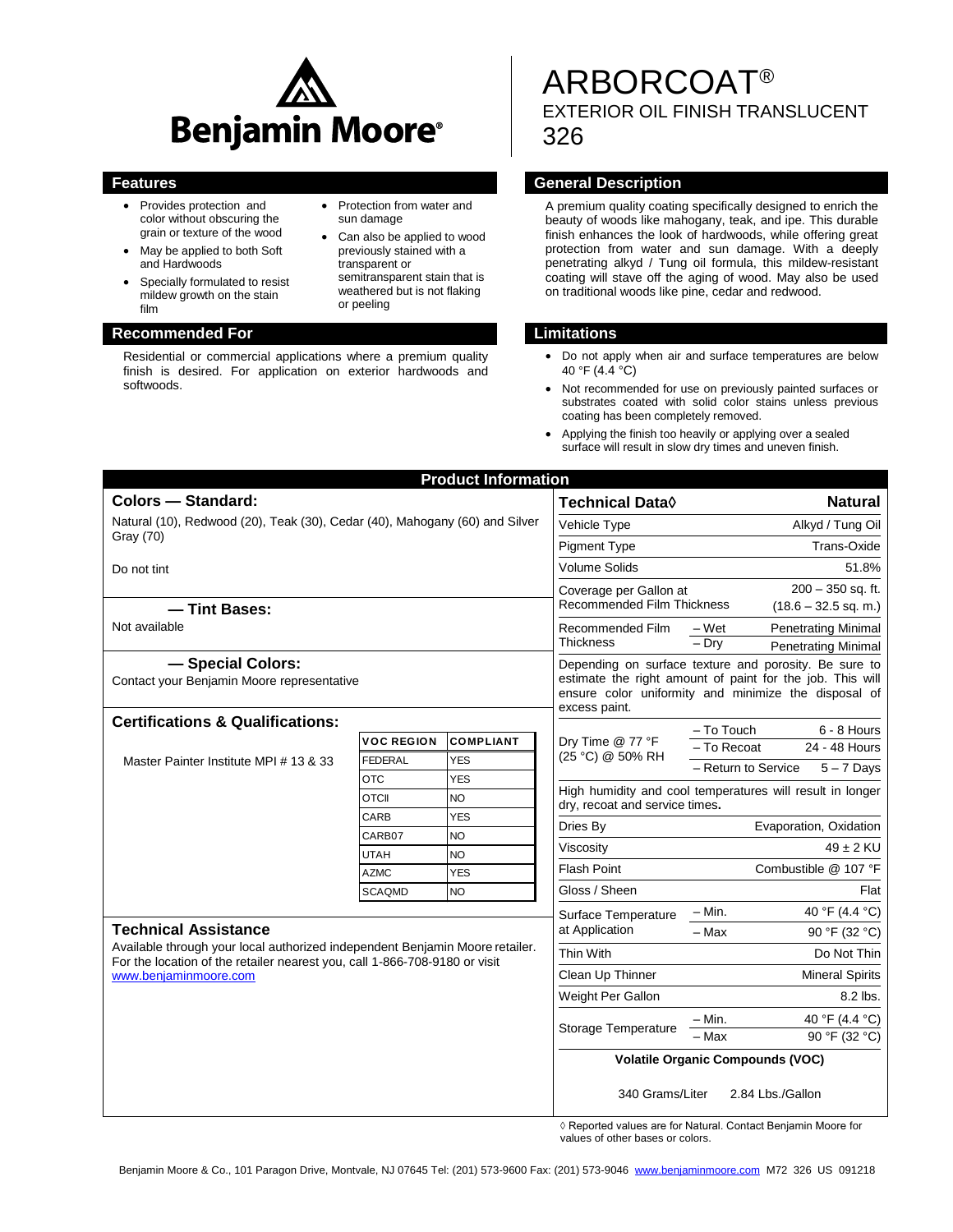Benjamin Moore®

# ARBORCOAT®

## EXTERIOR OIL FINISH TRANSLUCENT 326

## Features

- Provides protection and color without obscuring the grain or texture of the wood
- May be applied to both Soft and Hardwoods
- Specially formulated to resist mildew growth on the stain film
- Protection from water and sun damage
- Can also be applied to wood previously stained with a transparent or semitransparent stain that is weathered but is not flaking or peeling

## General Description

A premium quality coating specifically designed to enrich the beauty of woods like mahogany, teak, and ipe. This durable finish enhances the look of hardwoods, while offering great protection from water and sun damage. With a deeply penetrating alkyd / Tung oil formula, this mildew-resistant coating will stave off the aging of wood. May also be used on traditional woods like pine, cedar and redwood.

## Recommended For

Residential or commercial applications where a premium quality finish is desired. For application on exterior hardwoods and softwoods.

## Limitations

- Do not apply when air and surface temperatures are below 40 °F (4.4 °C)
- Not recommended for use on previously painted surfaces or substrates coated with solid color stains unless previous coating has been completely removed.
- Applying the finish too heavily or applying over a sealed surface will result in slow dry times and uneven finish.

## Product Information

### Colors — Standard:

Natural (10), Redwood (20), Teak (30), Cedar (40), Mahogany (60) and Silver Gray (70)

Do not tint

### — Tint Bases:

Not available

### — Special Colors:

Contact your Benjamin Moore representative

### Certifications & Qualifications:

Master Painter Institute MPI # 13 & 33

| VOC REGION | COMPLIANT |
|---|---|
| FEDERAL | YES |
| OTC | YES |
| OTCII | NO |
| CARB | YES |
| CARB07 | NO |
| UTAH | NO |
| AZMC | YES |
| SCAQMD | NO |

### Technical Assistance

Available through your local authorized independent Benjamin Moore retailer. For the location of the retailer nearest you, call 1-866-708-9180 or visit www.benjaminmoore.com

| Technical Data◊ | | Natural |
|---|---|---|
| Vehicle Type | | Alkyd / Tung Oil |
| Pigment Type | | Trans-Oxide |
| Volume Solids | | 51.8% |
| Coverage per Gallon at Recommended Film Thickness | | 200 – 350 sq. ft. (18.6 – 32.5 sq. m.) |
| Recommended Film Thickness | – Wet | Penetrating Minimal |
| | – Dry | Penetrating Minimal |
| Depending on surface texture and porosity. Be sure to estimate the right amount of paint for the job. This will ensure color uniformity and minimize the disposal of excess paint. | | |
| Dry Time @ 77 °F (25 °C) @ 50% RH | – To Touch | 6 - 8 Hours |
| | – To Recoat | 24 - 48 Hours |
| | – Return to Service | 5 – 7 Days |
| High humidity and cool temperatures will result in longer dry, recoat and service times. | | |
| Dries By | | Evaporation, Oxidation |
| Viscosity | | 49 ± 2 KU |
| Flash Point | | Combustible @ 107 °F |
| Gloss / Sheen | | Flat |
| Surface Temperature at Application | – Min. | 40 °F (4.4 °C) |
| | – Max | 90 °F (32 °C) |
| Thin With | | Do Not Thin |
| Clean Up Thinner | | Mineral Spirits |
| Weight Per Gallon | | 8.2 lbs. |
| Storage Temperature | – Min. | 40 °F (4.4 °C) |
| | – Max | 90 °F (32 °C) |
| Volatile Organic Compounds (VOC) | | |
| 340 Grams/Liter | | 2.84 Lbs./Gallon |

◊ Reported values are for Natural. Contact Benjamin Moore for values of other bases or colors.

Benjamin Moore & Co., 101 Paragon Drive, Montvale, NJ 07645 Tel: (201) 573-9600 Fax: (201) 573-9046 www.benjaminmoore.com M72 326 US 091218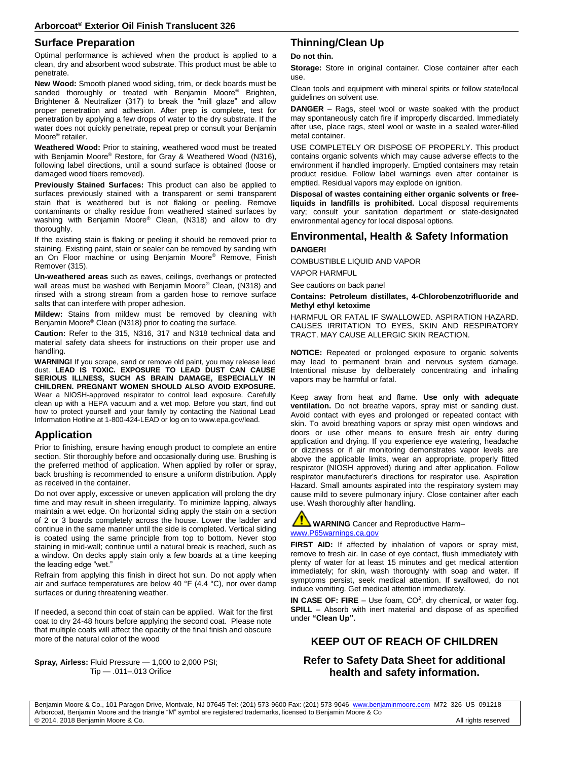## Surface Preparation

Optimal performance is achieved when the product is applied to a clean, dry and absorbent wood substrate. This product must be able to penetrate.

**New Wood:** Smooth planed wood siding, trim, or deck boards must be sanded thoroughly or treated with Benjamin Moore® Brighten, Brightener & Neutralizer (317) to break the "mill glaze" and allow proper penetration and adhesion. After prep is complete, test for penetration by applying a few drops of water to the dry substrate. If the water does not quickly penetrate, repeat prep or consult your Benjamin Moore® retailer.

**Weathered Wood:** Prior to staining, weathered wood must be treated with Benjamin Moore® Restore, for Gray & Weathered Wood (N316), following label directions, until a sound surface is obtained (loose or damaged wood fibers removed).

**Previously Stained Surfaces:** This product can also be applied to surfaces previously stained with a transparent or semi transparent stain that is weathered but is not flaking or peeling. Remove contaminants or chalky residue from weathered stained surfaces by washing with Benjamin Moore® Clean, (N318) and allow to dry thoroughly.

If the existing stain is flaking or peeling it should be removed prior to staining. Existing paint, stain or sealer can be removed by sanding with an On Floor machine or using Benjamin Moore® Remove, Finish Remover (315).

**Un-weathered areas** such as eaves, ceilings, overhangs or protected wall areas must be washed with Benjamin Moore® Clean, (N318) and rinsed with a strong stream from a garden hose to remove surface salts that can interfere with proper adhesion.

**Mildew:** Stains from mildew must be removed by cleaning with Benjamin Moore® Clean (N318) prior to coating the surface.

**Caution:** Refer to the 315, N316, 317 and N318 technical data and material safety data sheets for instructions on their proper use and handling.

**WARNING!** If you scrape, sand or remove old paint, you may release lead dust. **LEAD IS TOXIC. EXPOSURE TO LEAD DUST CAN CAUSE SERIOUS ILLNESS, SUCH AS BRAIN DAMAGE, ESPECIALLY IN CHILDREN. PREGNANT WOMEN SHOULD ALSO AVOID EXPOSURE.** Wear a NIOSH-approved respirator to control lead exposure. Carefully clean up with a HEPA vacuum and a wet mop. Before you start, find out how to protect yourself and your family by contacting the National Lead Information Hotline at 1-800-424-LEAD or log on to www.epa.gov/lead.

## Application

Prior to finishing, ensure having enough product to complete an entire section. Stir thoroughly before and occasionally during use. Brushing is the preferred method of application. When applied by roller or spray, back brushing is recommended to ensure a uniform distribution. Apply as received in the container.

Do not over apply, excessive or uneven application will prolong the dry time and may result in sheen irregularity. To minimize lapping, always maintain a wet edge. On horizontal siding apply the stain on a section of 2 or 3 boards completely across the house. Lower the ladder and continue in the same manner until the side is completed. Vertical siding is coated using the same principle from top to bottom. Never stop staining in mid-wall; continue until a natural break is reached, such as a window. On decks apply stain only a few boards at a time keeping the leading edge "wet."

Refrain from applying this finish in direct hot sun. Do not apply when air and surface temperatures are below 40 °F (4.4 °C), nor over damp surfaces or during threatening weather.

If needed, a second thin coat of stain can be applied. Wait for the first coat to dry 24-48 hours before applying the second coat. Please note that multiple coats will affect the opacity of the final finish and obscure more of the natural color of the wood

**Spray, Airless:** Fluid Pressure — 1,000 to 2,000 PSI;
Tip — .011–.013 Orifice

## Thinning/Clean Up

**Do not thin.**

**Storage:** Store in original container. Close container after each use.

Clean tools and equipment with mineral spirits or follow state/local guidelines on solvent use.

**DANGER** – Rags, steel wool or waste soaked with the product may spontaneously catch fire if improperly discarded. Immediately after use, place rags, steel wool or waste in a sealed water-filled metal container.

USE COMPLETELY OR DISPOSE OF PROPERLY. This product contains organic solvents which may cause adverse effects to the environment if handled improperly. Emptied containers may retain product residue. Follow label warnings even after container is emptied. Residual vapors may explode on ignition.

**Disposal of wastes containing either organic solvents or free-liquids in landfills is prohibited.** Local disposal requirements vary; consult your sanitation department or state-designated environmental agency for local disposal options.

## Environmental, Health & Safety Information

**DANGER!**

COMBUSTIBLE LIQUID AND VAPOR

VAPOR HARMFUL

See cautions on back panel

**Contains: Petroleum distillates, 4-Chlorobenzotrifluoride and Methyl ethyl ketoxime**

HARMFUL OR FATAL IF SWALLOWED. ASPIRATION HAZARD. CAUSES IRRITATION TO EYES, SKIN AND RESPIRATORY TRACT. MAY CAUSE ALLERGIC SKIN REACTION.

**NOTICE:** Repeated or prolonged exposure to organic solvents may lead to permanent brain and nervous system damage. Intentional misuse by deliberately concentrating and inhaling vapors may be harmful or fatal.

Keep away from heat and flame. **Use only with adequate ventilation.** Do not breathe vapors, spray mist or sanding dust. Avoid contact with eyes and prolonged or repeated contact with skin. To avoid breathing vapors or spray mist open windows and doors or use other means to ensure fresh air entry during application and drying. If you experience eye watering, headache or dizziness or if air monitoring demonstrates vapor levels are above the applicable limits, wear an appropriate, properly fitted respirator (NIOSH approved) during and after application. Follow respirator manufacturer's directions for respirator use. Aspiration Hazard. Small amounts aspirated into the respiratory system may cause mild to severe pulmonary injury. Close container after each use. Wash thoroughly after handling.

**WARNING** Cancer and Reproductive Harm– www.P65warnings.ca.gov

**FIRST AID:** If affected by inhalation of vapors or spray mist, remove to fresh air. In case of eye contact, flush immediately with plenty of water for at least 15 minutes and get medical attention immediately; for skin, wash thoroughly with soap and water. If symptoms persist, seek medical attention. If swallowed, do not induce vomiting. Get medical attention immediately.

**IN CASE OF: FIRE** – Use foam, $CO^2$, dry chemical, or water fog. **SPILL** – Absorb with inert material and dispose of as specified under **"Clean Up".**

### KEEP OUT OF REACH OF CHILDREN

### Refer to Safety Data Sheet for additional health and safety information.

Benjamin Moore & Co., 101 Paragon Drive, Montvale, NJ 07645 Tel: (201) 573-9600 Fax: (201) 573-9046 www.benjaminmoore.com M72 326 US 091218
Arborcoat, Benjamin Moore and the triangle "M" symbol are registered trademarks, licensed to Benjamin Moore & Co
© 2014, 2018 Benjamin Moore & Co. All rights reserved